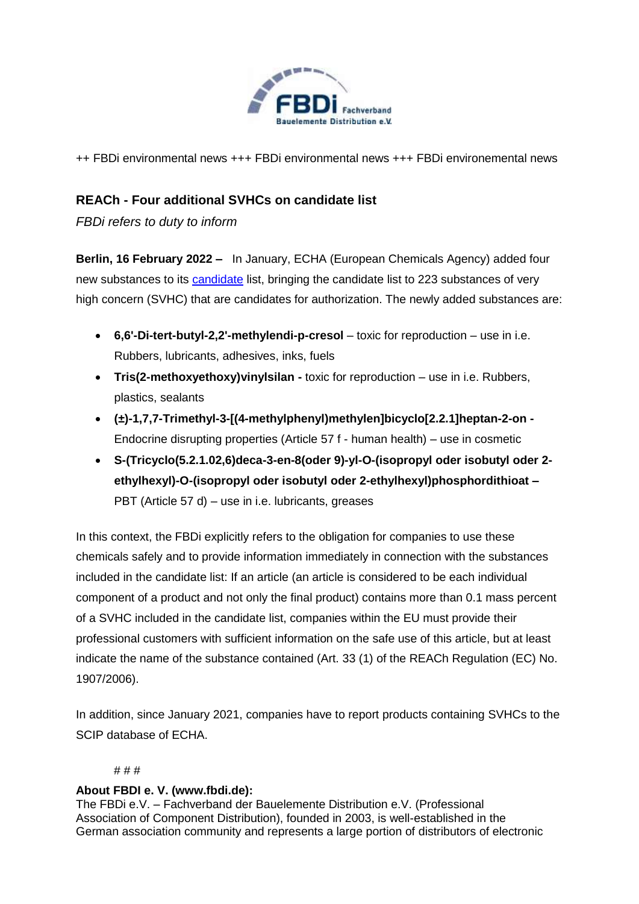++ FBDi environmental news +++ FBDi environmental news +++ FBDi environemental news

## REACh - Four additional SVHCs on candidate list

*FBDi refers to duty to inform*

**Berlin, 16 February 2022 –** In January, ECHA (European Chemicals Agency) added four new substances to its candidate list, bringing the candidate list to 223 substances of very high concern (SVHC) that are candidates for authorization. The newly added substances are:

- **6,6'-Di-tert-butyl-2,2'-methylendi-p-cresol** – toxic for reproduction – use in i.e. Rubbers, lubricants, adhesives, inks, fuels
- **Tris(2-methoxyethoxy)vinylsilan -** toxic for reproduction – use in i.e. Rubbers, plastics, sealants
- **(±)-1,7,7-Trimethyl-3-[(4-methylphenyl)methylen]bicyclo[2.2.1]heptan-2-on -** Endocrine disrupting properties (Article 57 f - human health) – use in cosmetic
- **S-(Tricyclo(5.2.1.02,6)deca-3-en-8(oder 9)-yl-O-(isopropyl oder isobutyl oder 2-ethylhexyl)-O-(isopropyl oder isobutyl oder 2-ethylhexyl)phosphordithioat –** PBT (Article 57 d) – use in i.e. lubricants, greases

In this context, the FBDi explicitly refers to the obligation for companies to use these chemicals safely and to provide information immediately in connection with the substances included in the candidate list: If an article (an article is considered to be each individual component of a product and not only the final product) contains more than 0.1 mass percent of a SVHC included in the candidate list, companies within the EU must provide their professional customers with sufficient information on the safe use of this article, but at least indicate the name of the substance contained (Art. 33 (1) of the REACh Regulation (EC) No. 1907/2006).

In addition, since January 2021, companies have to report products containing SVHCs to the SCIP database of ECHA.

# # #

**About FBDI e. V. (www.fbdi.de):**
The FBDi e.V. – Fachverband der Bauelemente Distribution e.V. (Professional Association of Component Distribution), founded in 2003, is well-established in the German association community and represents a large portion of distributors of electronic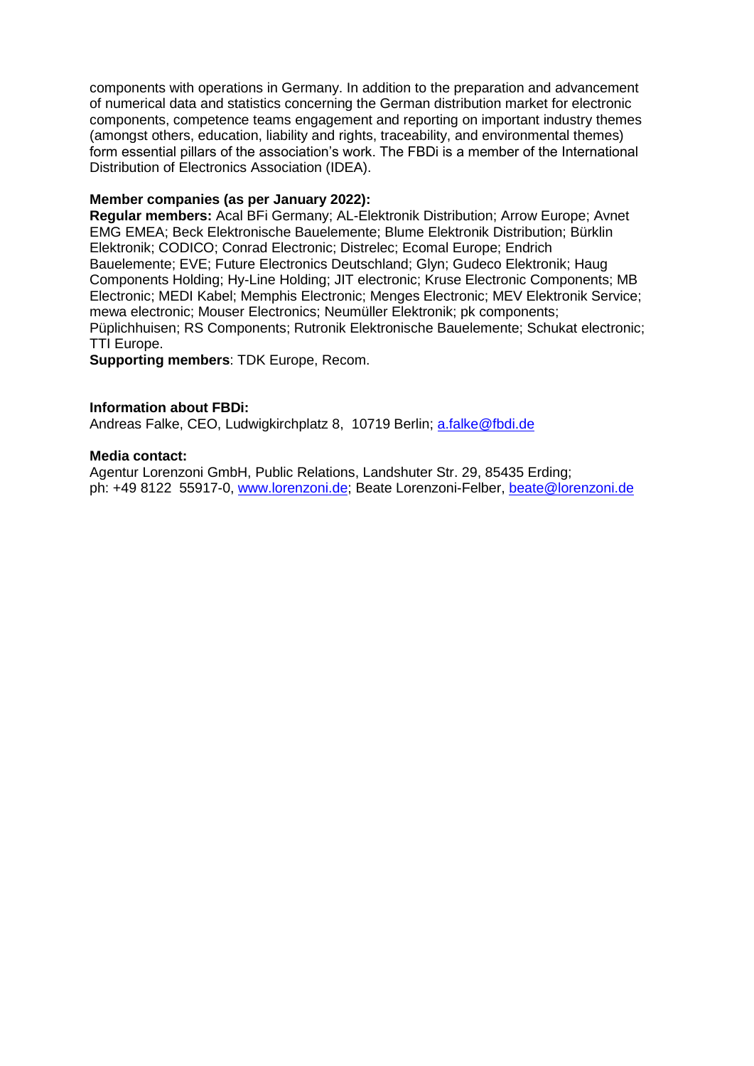components with operations in Germany. In addition to the preparation and advancement of numerical data and statistics concerning the German distribution market for electronic components, competence teams engagement and reporting on important industry themes (amongst others, education, liability and rights, traceability, and environmental themes) form essential pillars of the association's work. The FBDi is a member of the International Distribution of Electronics Association (IDEA).

**Member companies (as per January 2022):**
**Regular members:** Acal BFi Germany; AL-Elektronik Distribution; Arrow Europe; Avnet EMG EMEA; Beck Elektronische Bauelemente; Blume Elektronik Distribution; Bürklin Elektronik; CODICO; Conrad Electronic; Distrelec; Ecomal Europe; Endrich Bauelemente; EVE; Future Electronics Deutschland; Glyn; Gudeco Elektronik; Haug Components Holding; Hy-Line Holding; JIT electronic; Kruse Electronic Components; MB Electronic; MEDI Kabel; Memphis Electronic; Menges Electronic; MEV Elektronik Service; mewa electronic; Mouser Electronics; Neumüller Elektronik; pk components; Püplichhuisen; RS Components; Rutronik Elektronische Bauelemente; Schukat electronic; TTI Europe.
**Supporting members**: TDK Europe, Recom.

**Information about FBDi:**
Andreas Falke, CEO, Ludwigkirchplatz 8, 10719 Berlin; a.falke@fbdi.de

**Media contact:**
Agentur Lorenzoni GmbH, Public Relations, Landshuter Str. 29, 85435 Erding;
ph: +49 8122 55917-0, www.lorenzoni.de; Beate Lorenzoni-Felber, beate@lorenzoni.de